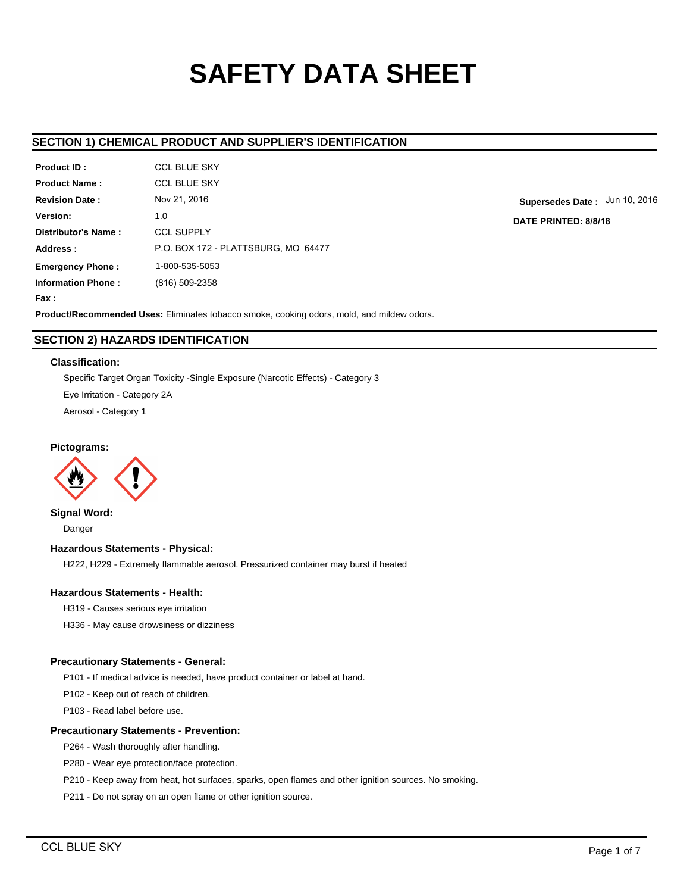# SAFETY DATA SHEET

## SECTION 1) CHEMICAL PRODUCT AND SUPPLIER'S IDENTIFICATION

**Product ID :** CCL BLUE SKY

**Product Name :** CCL BLUE SKY

**Revision Date :** Nov 21, 2016

**Supersedes Date :** Jun 10, 2016

**DATE PRINTED: 8/8/18**

**Version:** 1.0

**Distributor's Name :** CCL SUPPLY

**Address :** P.O. BOX 172 - PLATTSBURG, MO 64477

**Emergency Phone :** 1-800-535-5053

**Information Phone :** (816) 509-2358

**Fax :**

**Product/Recommended Uses:** Eliminates tobacco smoke, cooking odors, mold, and mildew odors.

## SECTION 2) HAZARDS IDENTIFICATION

### Classification:

Specific Target Organ Toxicity -Single Exposure (Narcotic Effects) - Category 3

Eye Irritation - Category 2A

Aerosol - Category 1

### Pictograms:

### Signal Word:

Danger

### Hazardous Statements - Physical:

H222, H229 - Extremely flammable aerosol. Pressurized container may burst if heated

### Hazardous Statements - Health:

H319 - Causes serious eye irritation

H336 - May cause drowsiness or dizziness

### Precautionary Statements - General:

P101 - If medical advice is needed, have product container or label at hand.

P102 - Keep out of reach of children.

P103 - Read label before use.

### Precautionary Statements - Prevention:

P264 - Wash thoroughly after handling.

P280 - Wear eye protection/face protection.

P210 - Keep away from heat, hot surfaces, sparks, open flames and other ignition sources. No smoking.

P211 - Do not spray on an open flame or other ignition source.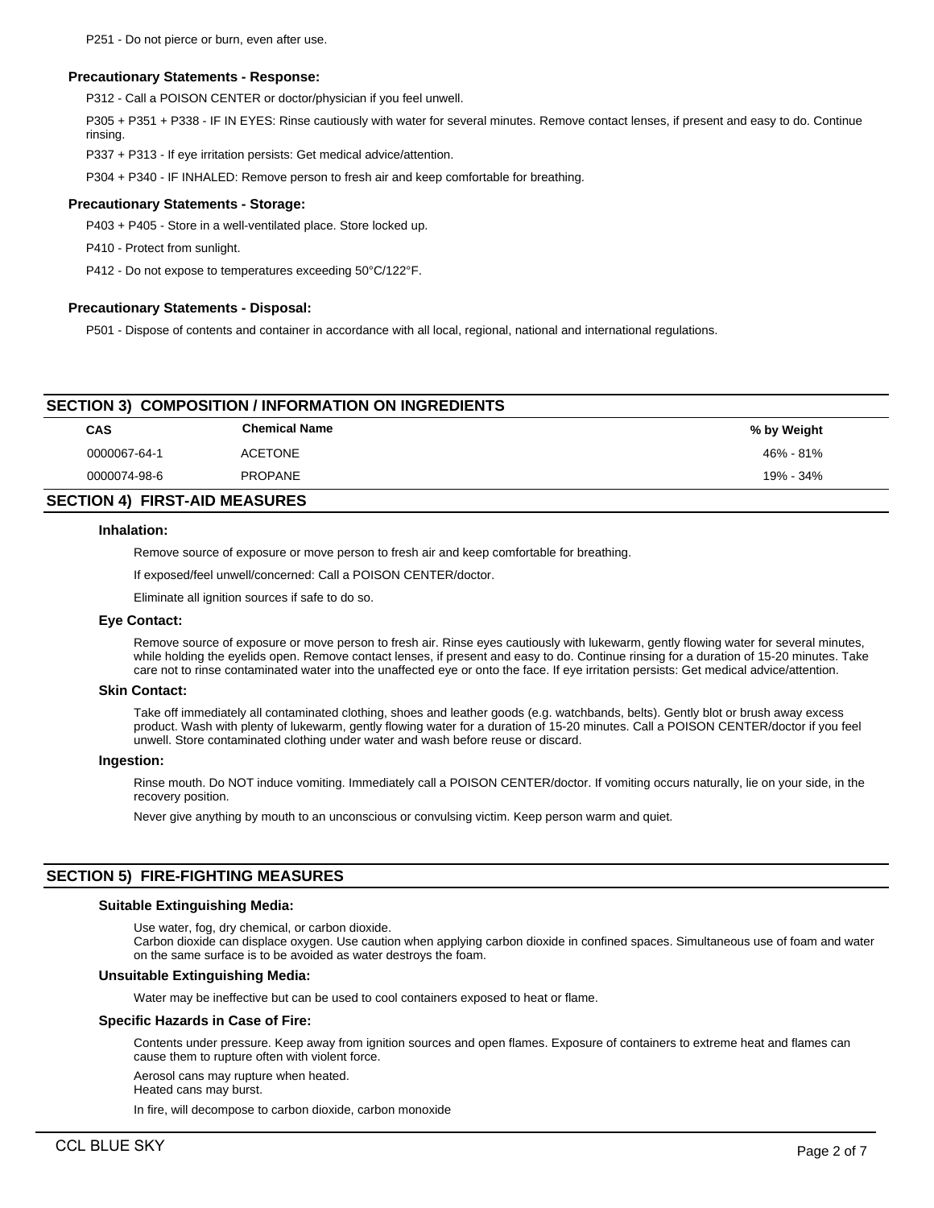P251 - Do not pierce or burn, even after use.

### Precautionary Statements - Response:

P312 - Call a POISON CENTER or doctor/physician if you feel unwell.

P305 + P351 + P338 - IF IN EYES: Rinse cautiously with water for several minutes. Remove contact lenses, if present and easy to do. Continue rinsing.

P337 + P313 - If eye irritation persists: Get medical advice/attention.

P304 + P340 - IF INHALED: Remove person to fresh air and keep comfortable for breathing.

### Precautionary Statements - Storage:

P403 + P405 - Store in a well-ventilated place. Store locked up.

P410 - Protect from sunlight.

P412 - Do not expose to temperatures exceeding 50°C/122°F.

### Precautionary Statements - Disposal:

P501 - Dispose of contents and container in accordance with all local, regional, national and international regulations.

## SECTION 3) COMPOSITION / INFORMATION ON INGREDIENTS

| CAS | Chemical Name | % by Weight |
|---|---|---|
| 0000067-64-1 | ACETONE | 46% - 81% |
| 0000074-98-6 | PROPANE | 19% - 34% |

## SECTION 4) FIRST-AID MEASURES

### Inhalation:

Remove source of exposure or move person to fresh air and keep comfortable for breathing.

If exposed/feel unwell/concerned: Call a POISON CENTER/doctor.

Eliminate all ignition sources if safe to do so.

### Eye Contact:

Remove source of exposure or move person to fresh air. Rinse eyes cautiously with lukewarm, gently flowing water for several minutes, while holding the eyelids open. Remove contact lenses, if present and easy to do. Continue rinsing for a duration of 15-20 minutes. Take care not to rinse contaminated water into the unaffected eye or onto the face. If eye irritation persists: Get medical advice/attention.

### Skin Contact:

Take off immediately all contaminated clothing, shoes and leather goods (e.g. watchbands, belts). Gently blot or brush away excess product. Wash with plenty of lukewarm, gently flowing water for a duration of 15-20 minutes. Call a POISON CENTER/doctor if you feel unwell. Store contaminated clothing under water and wash before reuse or discard.

### Ingestion:

Rinse mouth. Do NOT induce vomiting. Immediately call a POISON CENTER/doctor. If vomiting occurs naturally, lie on your side, in the recovery position.

Never give anything by mouth to an unconscious or convulsing victim. Keep person warm and quiet.

## SECTION 5) FIRE-FIGHTING MEASURES

### Suitable Extinguishing Media:

Use water, fog, dry chemical, or carbon dioxide.
Carbon dioxide can displace oxygen. Use caution when applying carbon dioxide in confined spaces. Simultaneous use of foam and water on the same surface is to be avoided as water destroys the foam.

### Unsuitable Extinguishing Media:

Water may be ineffective but can be used to cool containers exposed to heat or flame.

### Specific Hazards in Case of Fire:

Contents under pressure. Keep away from ignition sources and open flames. Exposure of containers to extreme heat and flames can cause them to rupture often with violent force.

Aerosol cans may rupture when heated.
Heated cans may burst.

In fire, will decompose to carbon dioxide, carbon monoxide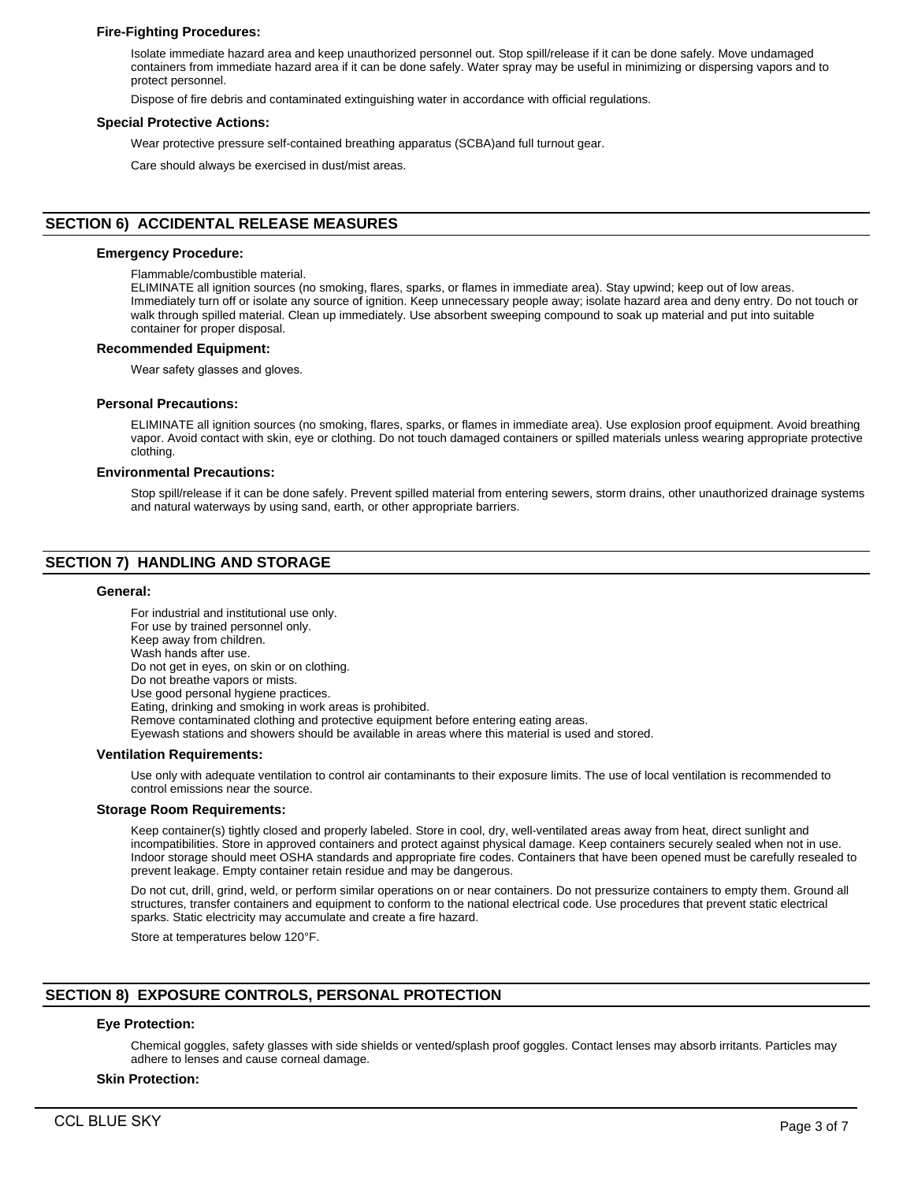### Fire-Fighting Procedures:

Isolate immediate hazard area and keep unauthorized personnel out. Stop spill/release if it can be done safely. Move undamaged containers from immediate hazard area if it can be done safely. Water spray may be useful in minimizing or dispersing vapors and to protect personnel.

Dispose of fire debris and contaminated extinguishing water in accordance with official regulations.

### Special Protective Actions:

Wear protective pressure self-contained breathing apparatus (SCBA)and full turnout gear.

Care should always be exercised in dust/mist areas.

## SECTION 6) ACCIDENTAL RELEASE MEASURES

### Emergency Procedure:

Flammable/combustible material.
ELIMINATE all ignition sources (no smoking, flares, sparks, or flames in immediate area). Stay upwind; keep out of low areas. Immediately turn off or isolate any source of ignition. Keep unnecessary people away; isolate hazard area and deny entry. Do not touch or walk through spilled material. Clean up immediately. Use absorbent sweeping compound to soak up material and put into suitable container for proper disposal.

### Recommended Equipment:

Wear safety glasses and gloves.

### Personal Precautions:

ELIMINATE all ignition sources (no smoking, flares, sparks, or flames in immediate area). Use explosion proof equipment. Avoid breathing vapor. Avoid contact with skin, eye or clothing. Do not touch damaged containers or spilled materials unless wearing appropriate protective clothing.

### Environmental Precautions:

Stop spill/release if it can be done safely. Prevent spilled material from entering sewers, storm drains, other unauthorized drainage systems and natural waterways by using sand, earth, or other appropriate barriers.

## SECTION 7) HANDLING AND STORAGE

### General:

For industrial and institutional use only.
For use by trained personnel only.
Keep away from children.
Wash hands after use.
Do not get in eyes, on skin or on clothing.
Do not breathe vapors or mists.
Use good personal hygiene practices.
Eating, drinking and smoking in work areas is prohibited.
Remove contaminated clothing and protective equipment before entering eating areas.
Eyewash stations and showers should be available in areas where this material is used and stored.

### Ventilation Requirements:

Use only with adequate ventilation to control air contaminants to their exposure limits. The use of local ventilation is recommended to control emissions near the source.

### Storage Room Requirements:

Keep container(s) tightly closed and properly labeled. Store in cool, dry, well-ventilated areas away from heat, direct sunlight and incompatibilities. Store in approved containers and protect against physical damage. Keep containers securely sealed when not in use. Indoor storage should meet OSHA standards and appropriate fire codes. Containers that have been opened must be carefully resealed to prevent leakage. Empty container retain residue and may be dangerous.

Do not cut, drill, grind, weld, or perform similar operations on or near containers. Do not pressurize containers to empty them. Ground all structures, transfer containers and equipment to conform to the national electrical code. Use procedures that prevent static electrical sparks. Static electricity may accumulate and create a fire hazard.

Store at temperatures below 120°F.

## SECTION 8) EXPOSURE CONTROLS, PERSONAL PROTECTION

### Eye Protection:

Chemical goggles, safety glasses with side shields or vented/splash proof goggles. Contact lenses may absorb irritants. Particles may adhere to lenses and cause corneal damage.

### Skin Protection: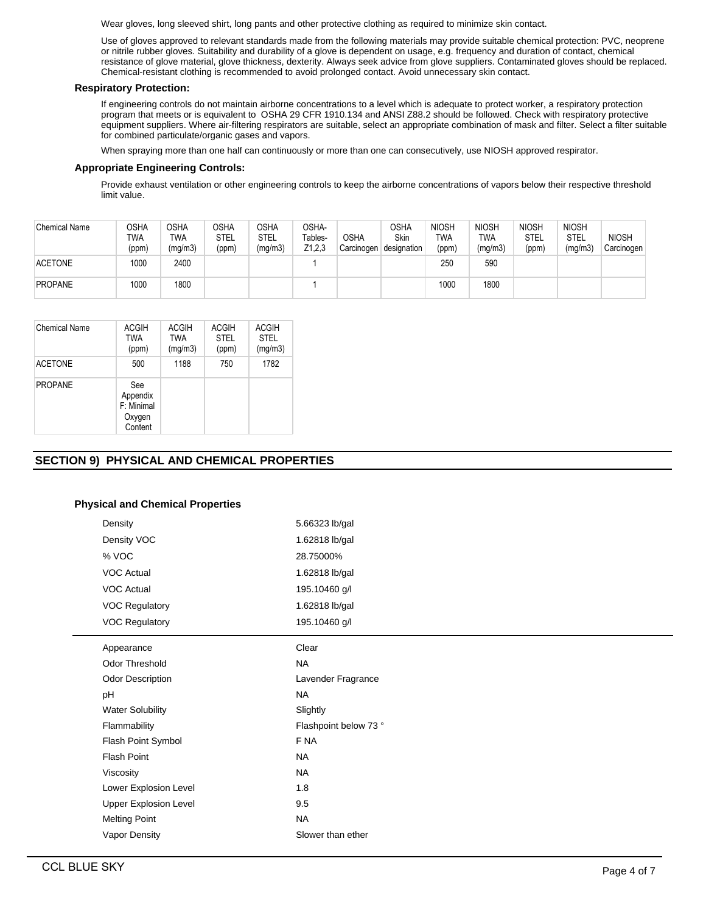Wear gloves, long sleeved shirt, long pants and other protective clothing as required to minimize skin contact.

Use of gloves approved to relevant standards made from the following materials may provide suitable chemical protection: PVC, neoprene or nitrile rubber gloves. Suitability and durability of a glove is dependent on usage, e.g. frequency and duration of contact, chemical resistance of glove material, glove thickness, dexterity. Always seek advice from glove suppliers. Contaminated gloves should be replaced. Chemical-resistant clothing is recommended to avoid prolonged contact. Avoid unnecessary skin contact.

**Respiratory Protection:**

If engineering controls do not maintain airborne concentrations to a level which is adequate to protect worker, a respiratory protection program that meets or is equivalent to OSHA 29 CFR 1910.134 and ANSI Z88.2 should be followed. Check with respiratory protective equipment suppliers. Where air-filtering respirators are suitable, select an appropriate combination of mask and filter. Select a filter suitable for combined particulate/organic gases and vapors.

When spraying more than one half can continuously or more than one can consecutively, use NIOSH approved respirator.

**Appropriate Engineering Controls:**

Provide exhaust ventilation or other engineering controls to keep the airborne concentrations of vapors below their respective threshold limit value.

| Chemical Name | OSHA TWA (ppm) | OSHA TWA (mg/m3) | OSHA STEL (ppm) | OSHA STEL (mg/m3) | OSHA-Tables-Z1,2,3 | OSHA Carcinogen | OSHA Skin designation | NIOSH TWA (ppm) | NIOSH TWA (mg/m3) | NIOSH STEL (ppm) | NIOSH STEL (mg/m3) | NIOSH Carcinogen |
|---|---|---|---|---|---|---|---|---|---|---|---|---|
| ACETONE | 1000 | 2400 | | | 1 | | | 250 | 590 | | | |
| PROPANE | 1000 | 1800 | | | 1 | | | 1000 | 1800 | | | |

| Chemical Name | ACGIH TWA (ppm) | ACGIH TWA (mg/m3) | ACGIH STEL (ppm) | ACGIH STEL (mg/m3) |
|---|---|---|---|---|
| ACETONE | 500 | 1188 | 750 | 1782 |
| PROPANE | See Appendix F: Minimal Oxygen Content | | | |

## SECTION 9) PHYSICAL AND CHEMICAL PROPERTIES

**Physical and Chemical Properties**

| | |
|---|---|
| Density | 5.66323 lb/gal |
| Density VOC | 1.62818 lb/gal |
| % VOC | 28.75000% |
| VOC Actual | 1.62818 lb/gal |
| VOC Actual | 195.10460 g/l |
| VOC Regulatory | 1.62818 lb/gal |
| VOC Regulatory | 195.10460 g/l |

| | |
|---|---|
| Appearance | Clear |
| Odor Threshold | NA |
| Odor Description | Lavender Fragrance |
| pH | NA |
| Water Solubility | Slightly |
| Flammability | Flashpoint below 73 ° |
| Flash Point Symbol | F NA |
| Flash Point | NA |
| Viscosity | NA |
| Lower Explosion Level | 1.8 |
| Upper Explosion Level | 9.5 |
| Melting Point | NA |
| Vapor Density | Slower than ether |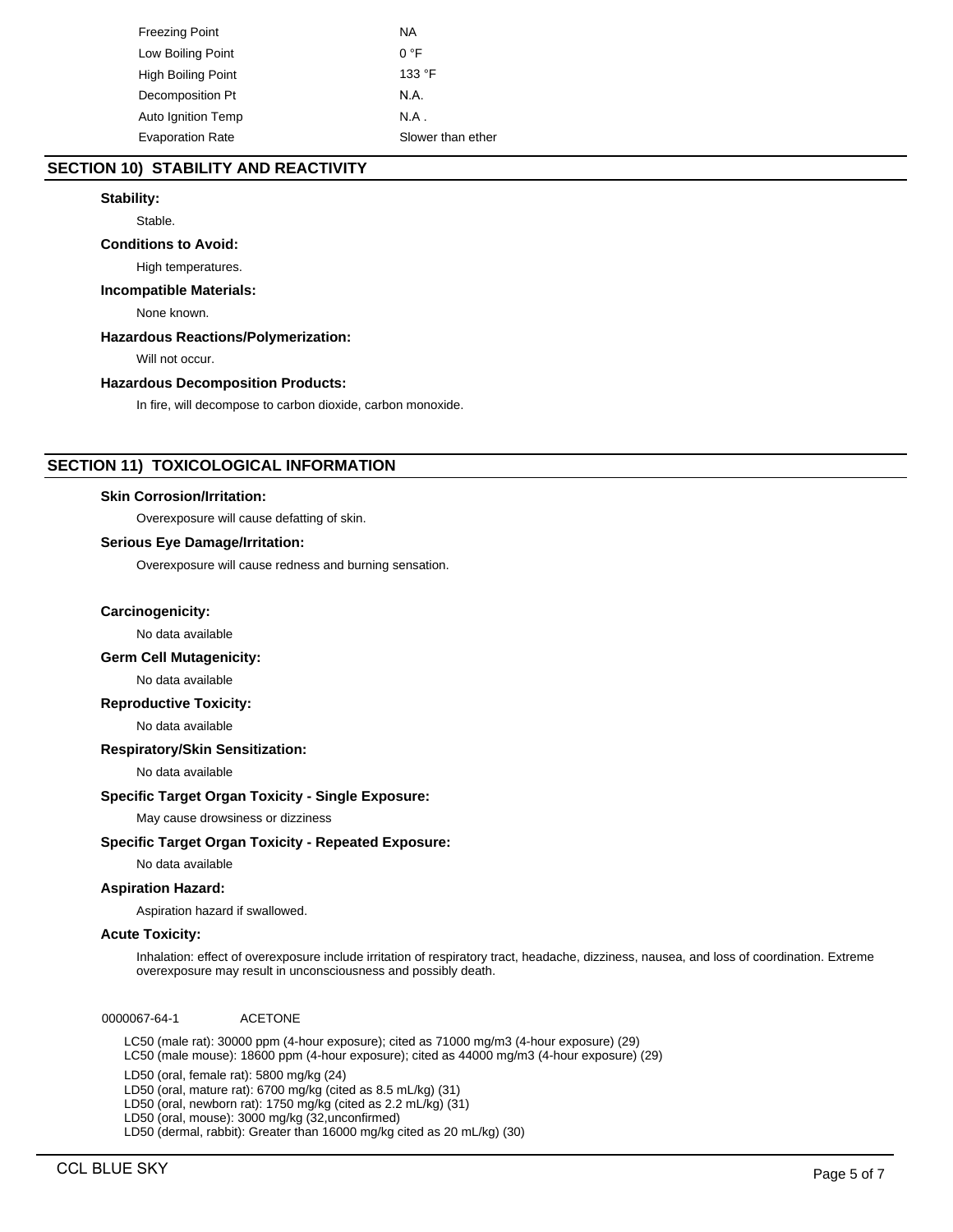| | |
|---|---|
| Freezing Point | NA |
| Low Boiling Point | 0 °F |
| High Boiling Point | 133 °F |
| Decomposition Pt | N.A. |
| Auto Ignition Temp | N.A . |
| Evaporation Rate | Slower than ether |

## SECTION 10) STABILITY AND REACTIVITY

**Stability:**

Stable.

**Conditions to Avoid:**

High temperatures.

**Incompatible Materials:**

None known.

**Hazardous Reactions/Polymerization:**

Will not occur.

**Hazardous Decomposition Products:**

In fire, will decompose to carbon dioxide, carbon monoxide.

## SECTION 11) TOXICOLOGICAL INFORMATION

**Skin Corrosion/Irritation:**

Overexposure will cause defatting of skin.

**Serious Eye Damage/Irritation:**

Overexposure will cause redness and burning sensation.

**Carcinogenicity:**

No data available

**Germ Cell Mutagenicity:**

No data available

**Reproductive Toxicity:**

No data available

**Respiratory/Skin Sensitization:**

No data available

**Specific Target Organ Toxicity - Single Exposure:**

May cause drowsiness or dizziness

**Specific Target Organ Toxicity - Repeated Exposure:**

No data available

**Aspiration Hazard:**

Aspiration hazard if swallowed.

**Acute Toxicity:**

Inhalation: effect of overexposure include irritation of respiratory tract, headache, dizziness, nausea, and loss of coordination. Extreme overexposure may result in unconsciousness and possibly death.

0000067-64-1 ACETONE

LC50 (male rat): 30000 ppm (4-hour exposure); cited as 71000 mg/m3 (4-hour exposure) (29)
LC50 (male mouse): 18600 ppm (4-hour exposure); cited as 44000 mg/m3 (4-hour exposure) (29)

LD50 (oral, female rat): 5800 mg/kg (24)
LD50 (oral, mature rat): 6700 mg/kg (cited as 8.5 mL/kg) (31)
LD50 (oral, newborn rat): 1750 mg/kg (cited as 2.2 mL/kg) (31)
LD50 (oral, mouse): 3000 mg/kg (32,unconfirmed)
LD50 (dermal, rabbit): Greater than 16000 mg/kg cited as 20 mL/kg) (30)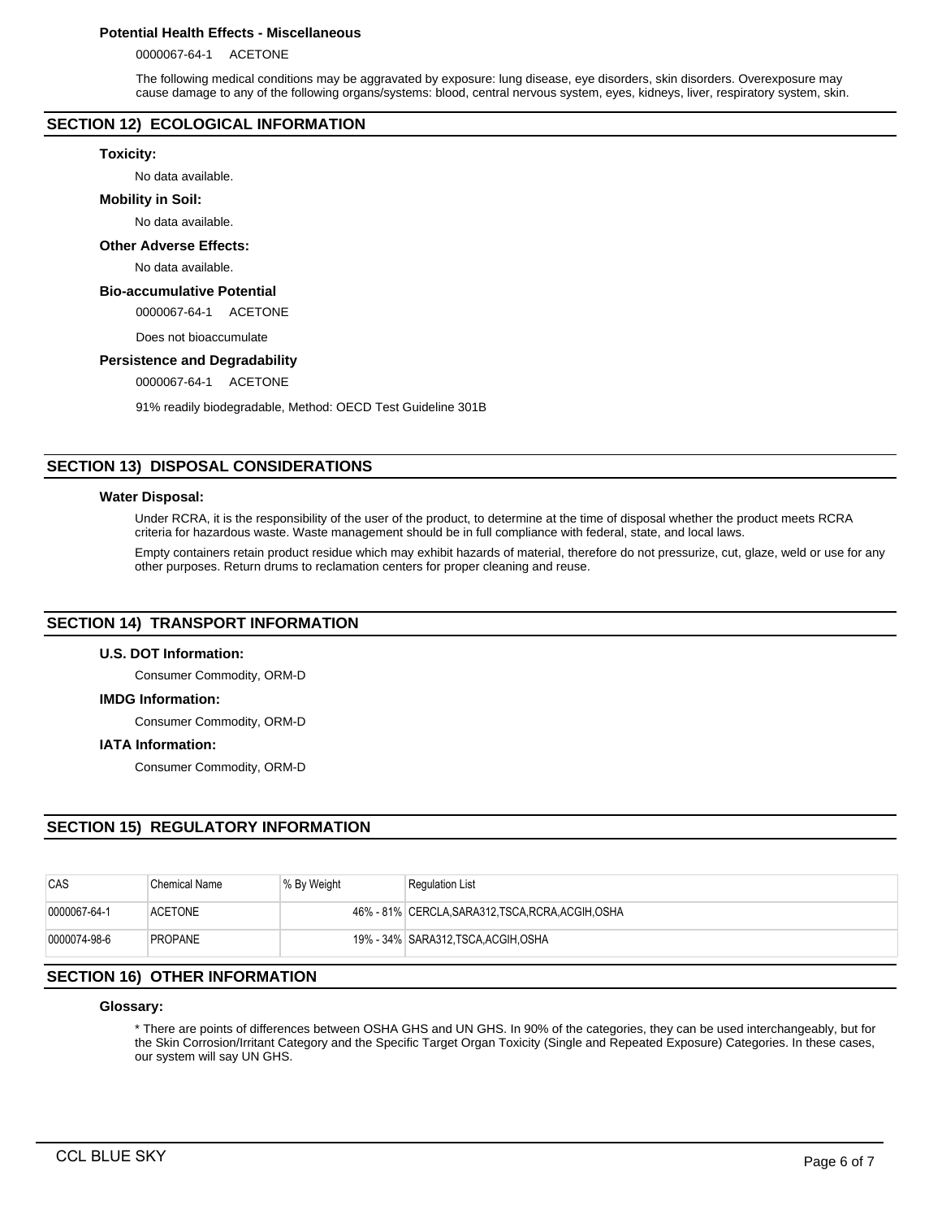### Potential Health Effects - Miscellaneous

0000067-64-1 ACETONE

The following medical conditions may be aggravated by exposure: lung disease, eye disorders, skin disorders. Overexposure may cause damage to any of the following organs/systems: blood, central nervous system, eyes, kidneys, liver, respiratory system, skin.

## SECTION 12) ECOLOGICAL INFORMATION

**Toxicity:**

No data available.

**Mobility in Soil:**

No data available.

**Other Adverse Effects:**

No data available.

**Bio-accumulative Potential**

0000067-64-1 ACETONE

Does not bioaccumulate

**Persistence and Degradability**

0000067-64-1 ACETONE

91% readily biodegradable, Method: OECD Test Guideline 301B

## SECTION 13) DISPOSAL CONSIDERATIONS

**Water Disposal:**

Under RCRA, it is the responsibility of the user of the product, to determine at the time of disposal whether the product meets RCRA criteria for hazardous waste. Waste management should be in full compliance with federal, state, and local laws.

Empty containers retain product residue which may exhibit hazards of material, therefore do not pressurize, cut, glaze, weld or use for any other purposes. Return drums to reclamation centers for proper cleaning and reuse.

## SECTION 14) TRANSPORT INFORMATION

**U.S. DOT Information:**

Consumer Commodity, ORM-D

**IMDG Information:**

Consumer Commodity, ORM-D

**IATA Information:**

Consumer Commodity, ORM-D

## SECTION 15) REGULATORY INFORMATION

| CAS | Chemical Name | % By Weight | Regulation List |
|---|---|---|---|
| 0000067-64-1 | ACETONE | 46% - 81% | CERCLA,SARA312,TSCA,RCRA,ACGIH,OSHA |
| 0000074-98-6 | PROPANE | 19% - 34% | SARA312,TSCA,ACGIH,OSHA |

## SECTION 16) OTHER INFORMATION

**Glossary:**

* There are points of differences between OSHA GHS and UN GHS. In 90% of the categories, they can be used interchangeably, but for the Skin Corrosion/Irritant Category and the Specific Target Organ Toxicity (Single and Repeated Exposure) Categories. In these cases, our system will say UN GHS.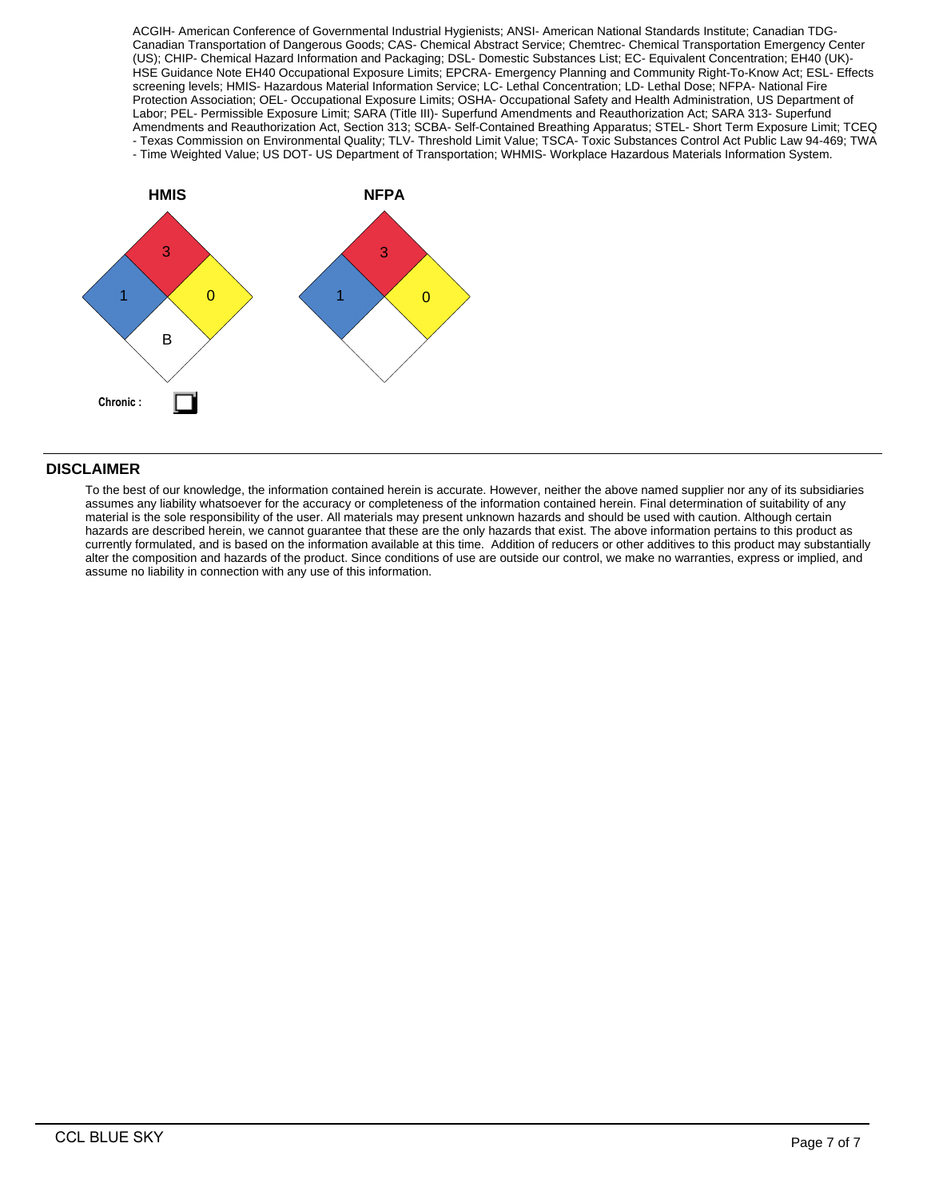ACGIH- American Conference of Governmental Industrial Hygienists; ANSI- American National Standards Institute; Canadian TDG- Canadian Transportation of Dangerous Goods; CAS- Chemical Abstract Service; Chemtrec- Chemical Transportation Emergency Center (US); CHIP- Chemical Hazard Information and Packaging; DSL- Domestic Substances List; EC- Equivalent Concentration; EH40 (UK)- HSE Guidance Note EH40 Occupational Exposure Limits; EPCRA- Emergency Planning and Community Right-To-Know Act; ESL- Effects screening levels; HMIS- Hazardous Material Information Service; LC- Lethal Concentration; LD- Lethal Dose; NFPA- National Fire Protection Association; OEL- Occupational Exposure Limits; OSHA- Occupational Safety and Health Administration, US Department of Labor; PEL- Permissible Exposure Limit; SARA (Title III)- Superfund Amendments and Reauthorization Act; SARA 313- Superfund Amendments and Reauthorization Act, Section 313; SCBA- Self-Contained Breathing Apparatus; STEL- Short Term Exposure Limit; TCEQ - Texas Commission on Environmental Quality; TLV- Threshold Limit Value; TSCA- Toxic Substances Control Act Public Law 94-469; TWA - Time Weighted Value; US DOT- US Department of Transportation; WHMIS- Workplace Hazardous Materials Information System.

**HMIS**

3

1

0

B

Chronic :

**NFPA**

3

1

0

## DISCLAIMER

To the best of our knowledge, the information contained herein is accurate. However, neither the above named supplier nor any of its subsidiaries assumes any liability whatsoever for the accuracy or completeness of the information contained herein. Final determination of suitability of any material is the sole responsibility of the user. All materials may present unknown hazards and should be used with caution. Although certain hazards are described herein, we cannot guarantee that these are the only hazards that exist. The above information pertains to this product as currently formulated, and is based on the information available at this time. Addition of reducers or other additives to this product may substantially alter the composition and hazards of the product. Since conditions of use are outside our control, we make no warranties, express or implied, and assume no liability in connection with any use of this information.